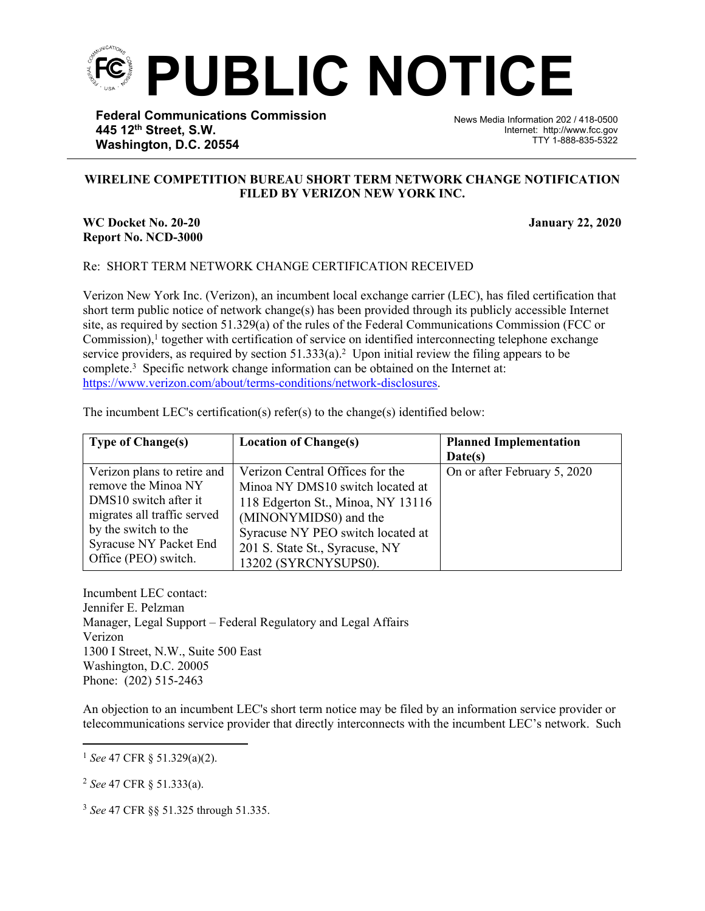# PUBLIC NOTICE

**Federal Communications Commission**
**445 12th Street, S.W.**
**Washington, D.C. 20554**

News Media Information 202 / 418-0500
Internet: http://www.fcc.gov
TTY 1-888-835-5322

**WIRELINE COMPETITION BUREAU SHORT TERM NETWORK CHANGE NOTIFICATION FILED BY VERIZON NEW YORK INC.**

**WC Docket No. 20-20** **January 22, 2020**
**Report No. NCD-3000**

Re: SHORT TERM NETWORK CHANGE CERTIFICATION RECEIVED

Verizon New York Inc. (Verizon), an incumbent local exchange carrier (LEC), has filed certification that short term public notice of network change(s) has been provided through its publicly accessible Internet site, as required by section 51.329(a) of the rules of the Federal Communications Commission (FCC or Commission),[1] together with certification of service on identified interconnecting telephone exchange service providers, as required by section 51.333(a).[2] Upon initial review the filing appears to be complete.[3] Specific network change information can be obtained on the Internet at: https://www.verizon.com/about/terms-conditions/network-disclosures.

The incumbent LEC's certification(s) refer(s) to the change(s) identified below:

| Type of Change(s) | Location of Change(s) | Planned Implementation Date(s) |
|---|---|---|
| Verizon plans to retire and remove the Minoa NY DMS10 switch after it migrates all traffic served by the switch to the Syracuse NY Packet End Office (PEO) switch. | Verizon Central Offices for the Minoa NY DMS10 switch located at 118 Edgerton St., Minoa, NY 13116 (MINONYMIDS0) and the Syracuse NY PEO switch located at 201 S. State St., Syracuse, NY 13202 (SYRCNYSUPS0). | On or after February 5, 2020 |

Incumbent LEC contact:
Jennifer E. Pelzman
Manager, Legal Support – Federal Regulatory and Legal Affairs
Verizon
1300 I Street, N.W., Suite 500 East
Washington, D.C. 20005
Phone: (202) 515-2463

An objection to an incumbent LEC's short term notice may be filed by an information service provider or telecommunications service provider that directly interconnects with the incumbent LEC's network. Such

---

[1] *See* 47 CFR § 51.329(a)(2).

[2] *See* 47 CFR § 51.333(a).

[3] *See* 47 CFR §§ 51.325 through 51.335.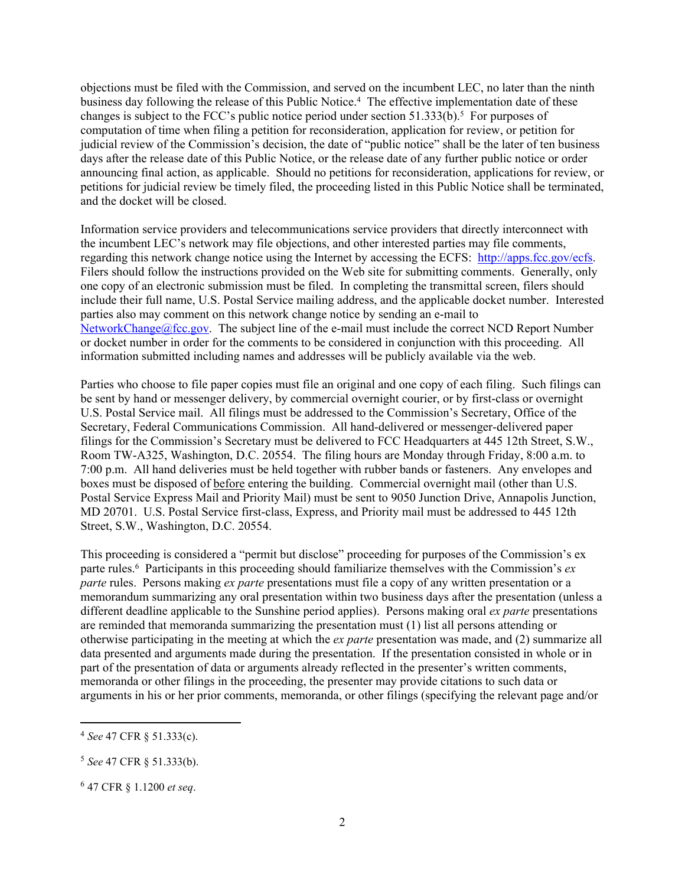objections must be filed with the Commission, and served on the incumbent LEC, no later than the ninth business day following the release of this Public Notice.[4] The effective implementation date of these changes is subject to the FCC's public notice period under section 51.333(b).[5] For purposes of computation of time when filing a petition for reconsideration, application for review, or petition for judicial review of the Commission's decision, the date of "public notice" shall be the later of ten business days after the release date of this Public Notice, or the release date of any further public notice or order announcing final action, as applicable. Should no petitions for reconsideration, applications for review, or petitions for judicial review be timely filed, the proceeding listed in this Public Notice shall be terminated, and the docket will be closed.

Information service providers and telecommunications service providers that directly interconnect with the incumbent LEC's network may file objections, and other interested parties may file comments, regarding this network change notice using the Internet by accessing the ECFS: http://apps.fcc.gov/ecfs. Filers should follow the instructions provided on the Web site for submitting comments. Generally, only one copy of an electronic submission must be filed. In completing the transmittal screen, filers should include their full name, U.S. Postal Service mailing address, and the applicable docket number. Interested parties also may comment on this network change notice by sending an e-mail to NetworkChange@fcc.gov. The subject line of the e-mail must include the correct NCD Report Number or docket number in order for the comments to be considered in conjunction with this proceeding. All information submitted including names and addresses will be publicly available via the web.

Parties who choose to file paper copies must file an original and one copy of each filing. Such filings can be sent by hand or messenger delivery, by commercial overnight courier, or by first-class or overnight U.S. Postal Service mail. All filings must be addressed to the Commission's Secretary, Office of the Secretary, Federal Communications Commission. All hand-delivered or messenger-delivered paper filings for the Commission's Secretary must be delivered to FCC Headquarters at 445 12th Street, S.W., Room TW-A325, Washington, D.C. 20554. The filing hours are Monday through Friday, 8:00 a.m. to 7:00 p.m. All hand deliveries must be held together with rubber bands or fasteners. Any envelopes and boxes must be disposed of before entering the building. Commercial overnight mail (other than U.S. Postal Service Express Mail and Priority Mail) must be sent to 9050 Junction Drive, Annapolis Junction, MD 20701. U.S. Postal Service first-class, Express, and Priority mail must be addressed to 445 12th Street, S.W., Washington, D.C. 20554.

This proceeding is considered a "permit but disclose" proceeding for purposes of the Commission's ex parte rules.[6] Participants in this proceeding should familiarize themselves with the Commission's *ex parte* rules. Persons making *ex parte* presentations must file a copy of any written presentation or a memorandum summarizing any oral presentation within two business days after the presentation (unless a different deadline applicable to the Sunshine period applies). Persons making oral *ex parte* presentations are reminded that memoranda summarizing the presentation must (1) list all persons attending or otherwise participating in the meeting at which the *ex parte* presentation was made, and (2) summarize all data presented and arguments made during the presentation. If the presentation consisted in whole or in part of the presentation of data or arguments already reflected in the presenter's written comments, memoranda or other filings in the proceeding, the presenter may provide citations to such data or arguments in his or her prior comments, memoranda, or other filings (specifying the relevant page and/or

---

[4] *See* 47 CFR § 51.333(c).

[5] *See* 47 CFR § 51.333(b).

[6] 47 CFR § 1.1200 *et seq*.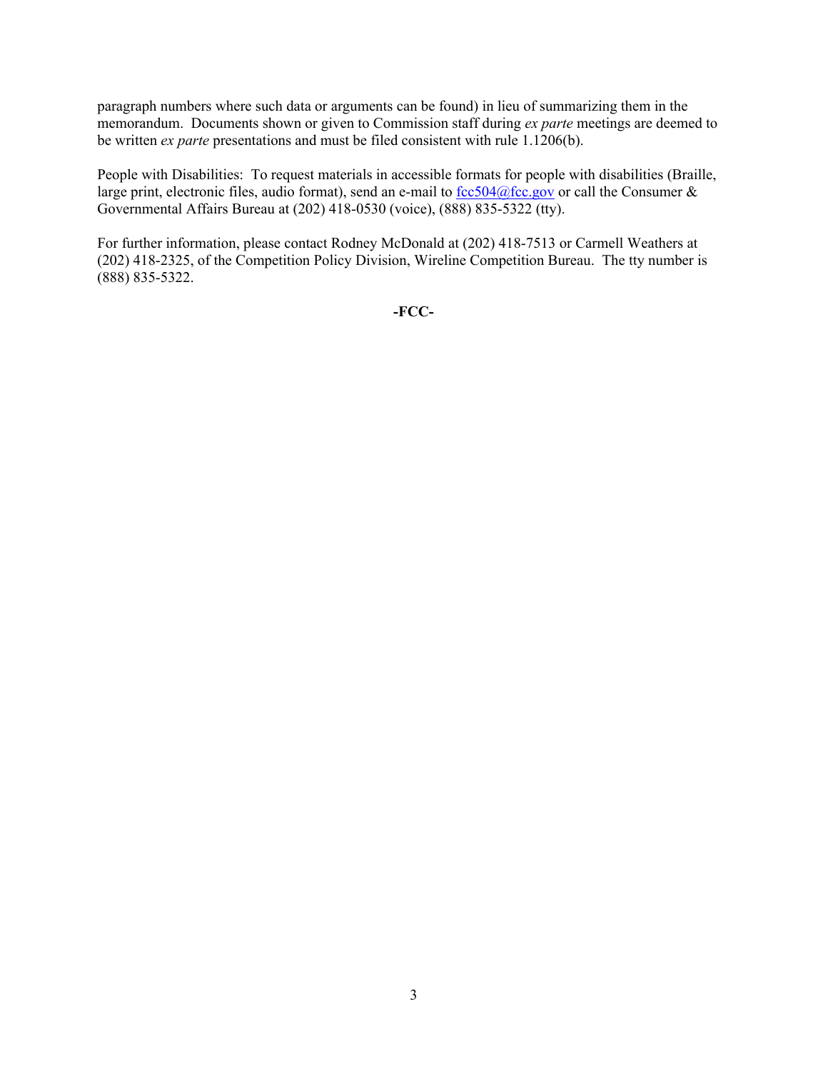paragraph numbers where such data or arguments can be found) in lieu of summarizing them in the memorandum. Documents shown or given to Commission staff during *ex parte* meetings are deemed to be written *ex parte* presentations and must be filed consistent with rule 1.1206(b).

People with Disabilities: To request materials in accessible formats for people with disabilities (Braille, large print, electronic files, audio format), send an e-mail to fcc504@fcc.gov or call the Consumer & Governmental Affairs Bureau at (202) 418-0530 (voice), (888) 835-5322 (tty).

For further information, please contact Rodney McDonald at (202) 418-7513 or Carmell Weathers at (202) 418-2325, of the Competition Policy Division, Wireline Competition Bureau. The tty number is (888) 835-5322.

**-FCC-**